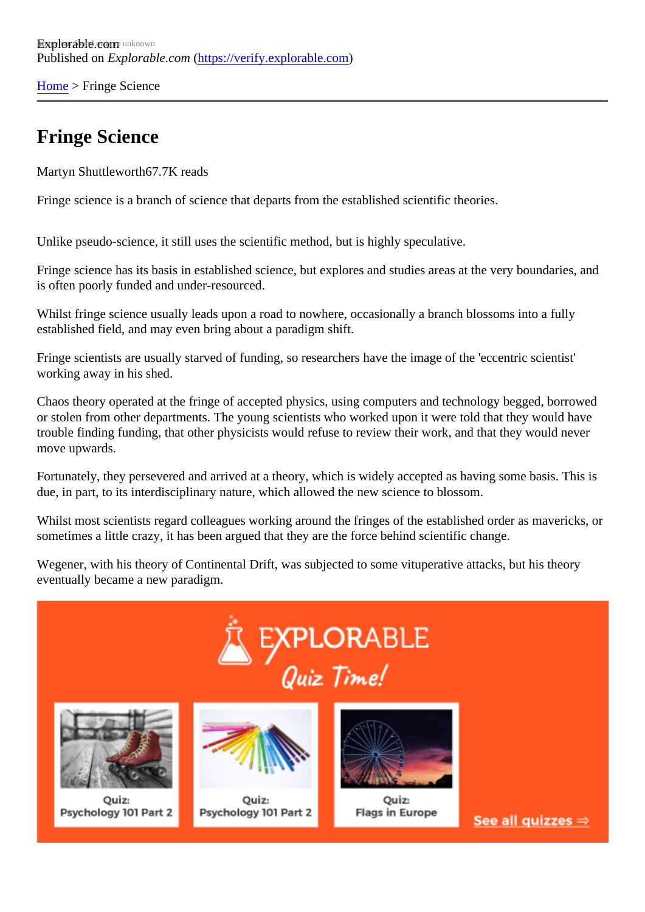Explorable.com
Published on *Explorable.com* (https://verify.explorable.com)

Home > Fringe Science

# Fringe Science

Martyn Shuttleworth67.7K reads

Fringe science is a branch of science that departs from the established scientific theories.

Unlike pseudo-science, it still uses the scientific method, but is highly speculative.

Fringe science has its basis in established science, but explores and studies areas at the very boundaries, and is often poorly funded and under-resourced.

Whilst fringe science usually leads upon a road to nowhere, occasionally a branch blossoms into a fully established field, and may even bring about a paradigm shift.

Fringe scientists are usually starved of funding, so researchers have the image of the 'eccentric scientist' working away in his shed.

Chaos theory operated at the fringe of accepted physics, using computers and technology begged, borrowed or stolen from other departments. The young scientists who worked upon it were told that they would have trouble finding funding, that other physicists would refuse to review their work, and that they would never move upwards.

Fortunately, they persevered and arrived at a theory, which is widely accepted as having some basis. This is due, in part, to its interdisciplinary nature, which allowed the new science to blossom.

Whilst most scientists regard colleagues working around the fringes of the established order as mavericks, or sometimes a little crazy, it has been argued that they are the force behind scientific change.

Wegener, with his theory of Continental Drift, was subjected to some vituperative attacks, but his theory eventually became a new paradigm.

EXPLORABLE
Quiz Time!

Quiz: Psychology 101 Part 2

Quiz: Psychology 101 Part 2

Quiz: Flags in Europe

See all quizzes ⇒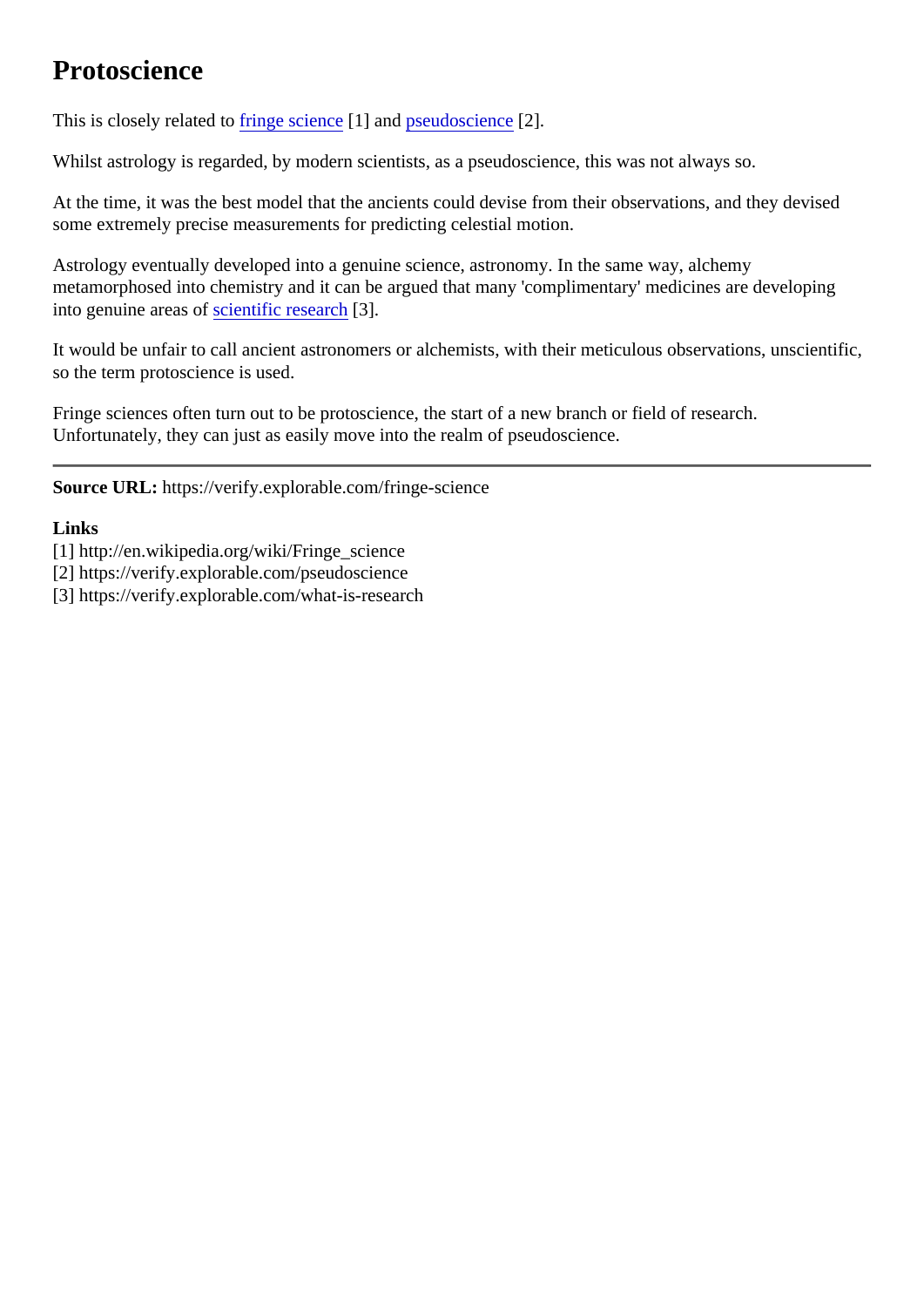# Protoscience

This is closely related to fringe science [1] and pseudoscience [2].

Whilst astrology is regarded, by modern scientists, as a pseudoscience, this was not always so.

At the time, it was the best model that the ancients could devise from their observations, and they devised some extremely precise measurements for predicting celestial motion.

Astrology eventually developed into a genuine science, astronomy. In the same way, alchemy metamorphosed into chemistry and it can be argued that many 'complimentary' medicines are developing into genuine areas of scientific research [3].

It would be unfair to call ancient astronomers or alchemists, with their meticulous observations, unscientific, so the term protoscience is used.

Fringe sciences often turn out to be protoscience, the start of a new branch or field of research. Unfortunately, they can just as easily move into the realm of pseudoscience.

---

**Source URL:** https://verify.explorable.com/fringe-science

**Links**
[1] http://en.wikipedia.org/wiki/Fringe_science
[2] https://verify.explorable.com/pseudoscience
[3] https://verify.explorable.com/what-is-research